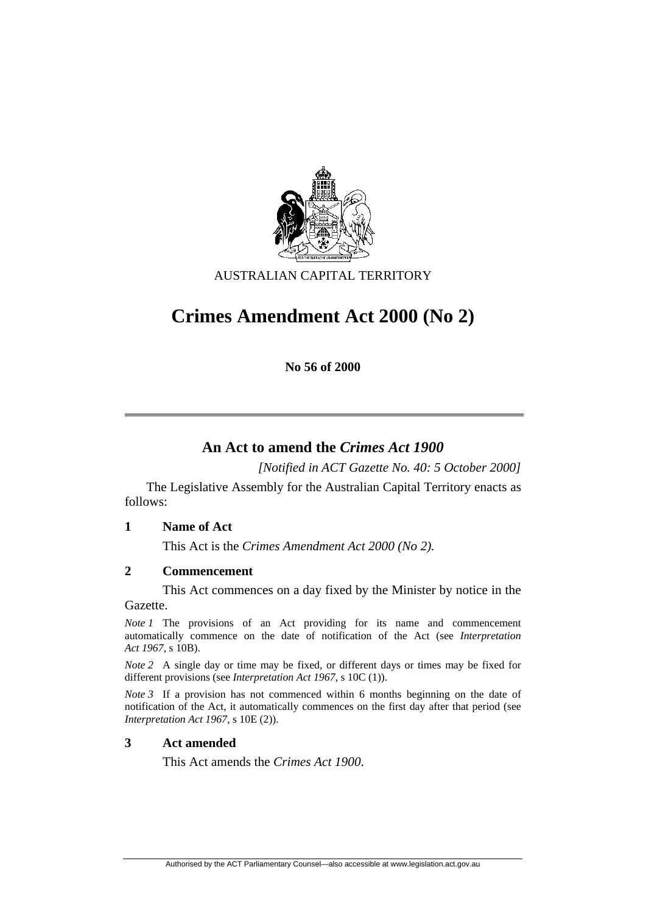AUSTRALIAN CAPITAL TERRITORY

# Crimes Amendment Act 2000 (No 2)

**No 56 of 2000**

## An Act to amend the *Crimes Act 1900*

*[Notified in ACT Gazette No. 40: 5 October 2000]*

The Legislative Assembly for the Australian Capital Territory enacts as follows:

### 1 Name of Act

This Act is the *Crimes Amendment Act 2000 (No 2).*

### 2 Commencement

This Act commences on a day fixed by the Minister by notice in the Gazette.

*Note 1* The provisions of an Act providing for its name and commencement automatically commence on the date of notification of the Act (see *Interpretation Act 1967*, s 10B).

*Note 2* A single day or time may be fixed, or different days or times may be fixed for different provisions (see *Interpretation Act 1967*, s 10C (1)).

*Note 3* If a provision has not commenced within 6 months beginning on the date of notification of the Act, it automatically commences on the first day after that period (see *Interpretation Act 1967*, s 10E (2)).

### 3 Act amended

This Act amends the *Crimes Act 1900*.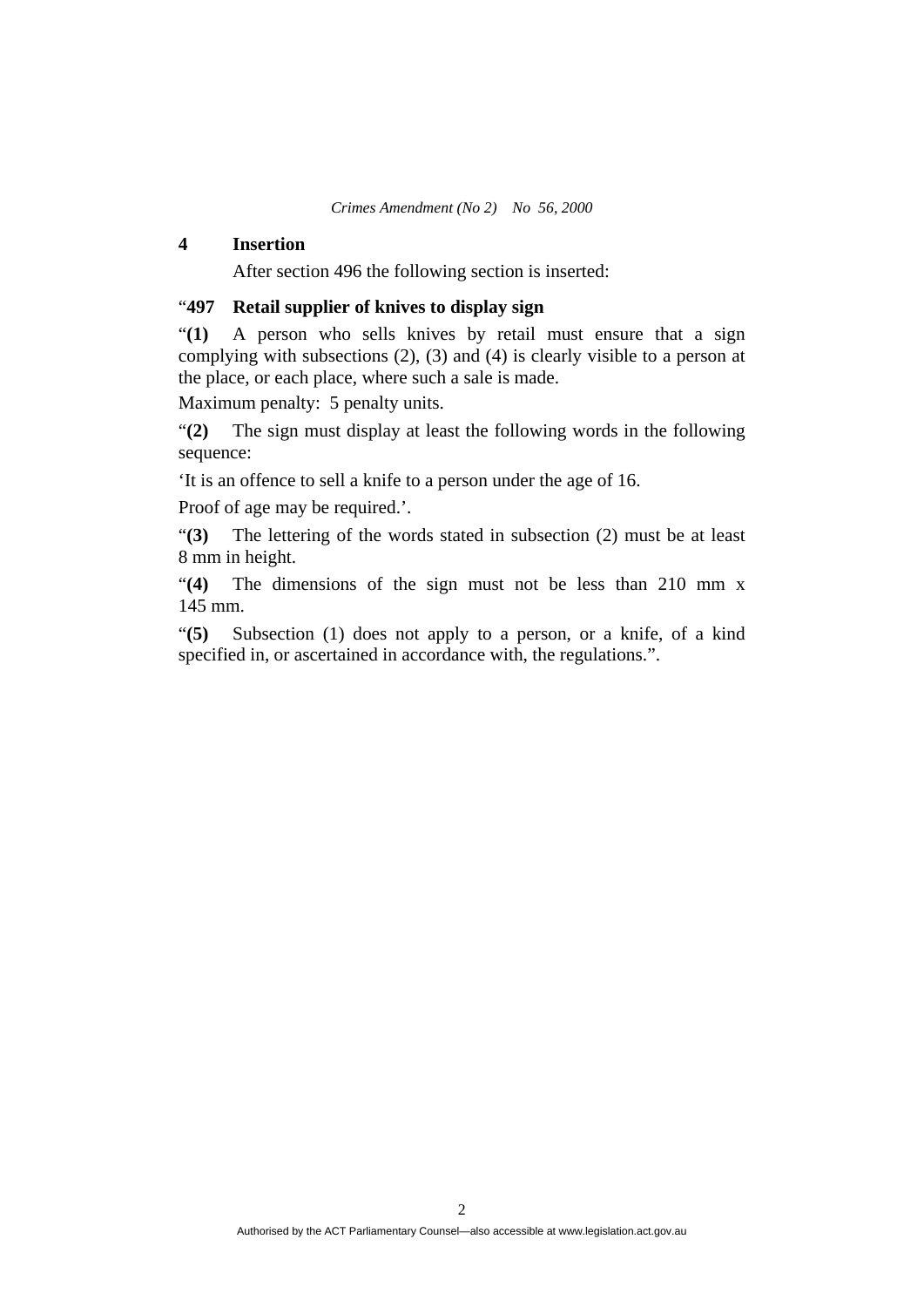## 4 Insertion

After section 496 the following section is inserted:

"**497 Retail supplier of knives to display sign**

"**(1)** A person who sells knives by retail must ensure that a sign complying with subsections (2), (3) and (4) is clearly visible to a person at the place, or each place, where such a sale is made.

Maximum penalty: 5 penalty units.

"**(2)** The sign must display at least the following words in the following sequence:

'It is an offence to sell a knife to a person under the age of 16.

Proof of age may be required.'.

"**(3)** The lettering of the words stated in subsection (2) must be at least 8 mm in height.

"**(4)** The dimensions of the sign must not be less than 210 mm x 145 mm.

"**(5)** Subsection (1) does not apply to a person, or a knife, of a kind specified in, or ascertained in accordance with, the regulations.".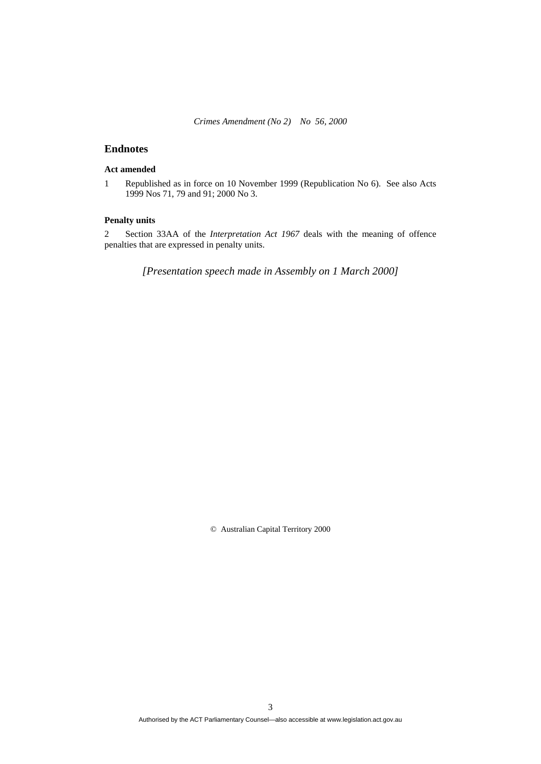## Endnotes

### Act amended

1 Republished as in force on 10 November 1999 (Republication No 6). See also Acts 1999 Nos 71, 79 and 91; 2000 No 3.

### Penalty units

2 Section 33AA of the *Interpretation Act 1967* deals with the meaning of offence penalties that are expressed in penalty units.

*[Presentation speech made in Assembly on 1 March 2000]*

© Australian Capital Territory 2000